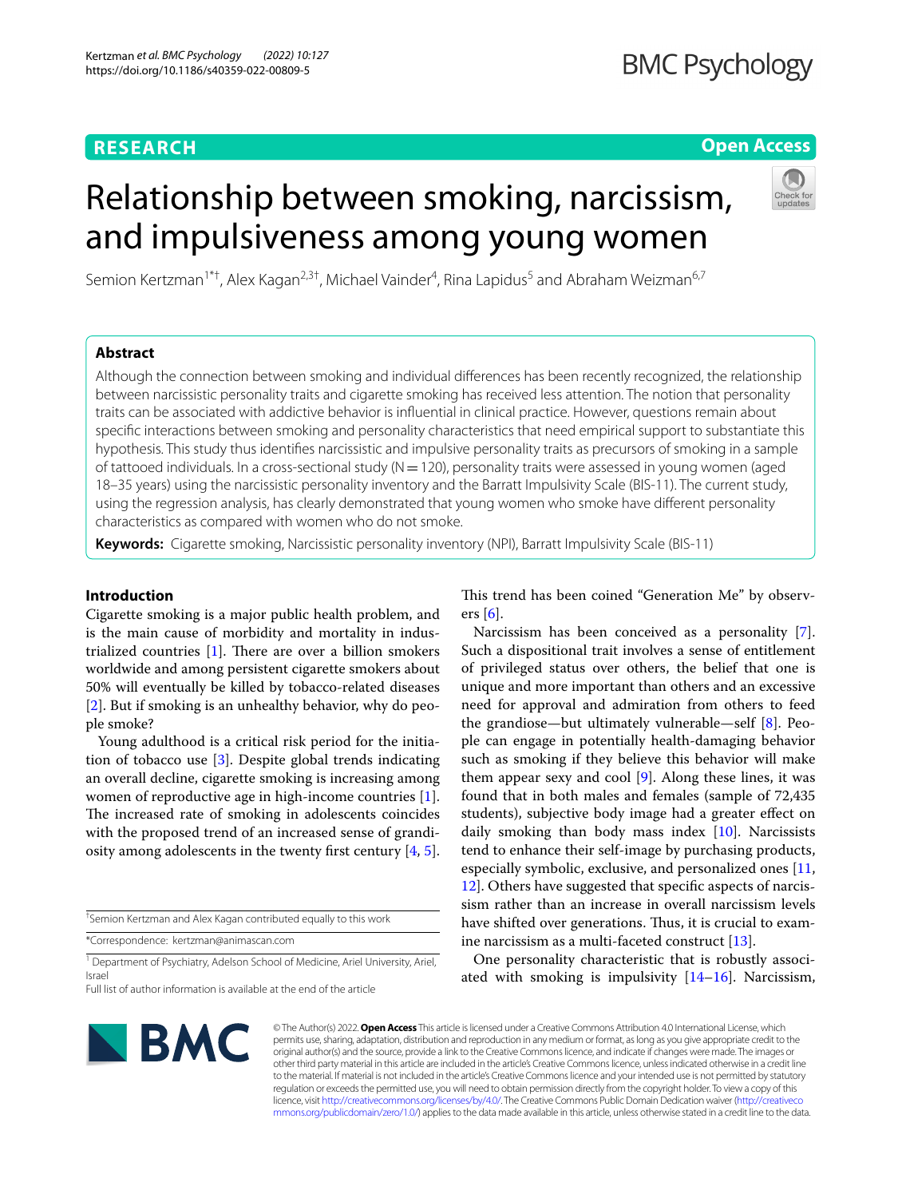# Relationship between smoking, narcissism, and impulsiveness among young women

Semion Kertzman[1*†], Alex Kagan[2,3†], Michael Vainder[4], Rina Lapidus[5] and Abraham Weizman[6,7]

## Abstract

Although the connection between smoking and individual differences has been recently recognized, the relationship between narcissistic personality traits and cigarette smoking has received less attention. The notion that personality traits can be associated with addictive behavior is influential in clinical practice. However, questions remain about specific interactions between smoking and personality characteristics that need empirical support to substantiate this hypothesis. This study thus identifies narcissistic and impulsive personality traits as precursors of smoking in a sample of tattooed individuals. In a cross-sectional study (N = 120), personality traits were assessed in young women (aged 18–35 years) using the narcissistic personality inventory and the Barratt Impulsivity Scale (BIS-11). The current study, using the regression analysis, has clearly demonstrated that young women who smoke have different personality characteristics as compared with women who do not smoke.

**Keywords:** Cigarette smoking, Narcissistic personality inventory (NPI), Barratt Impulsivity Scale (BIS-11)

## Introduction

Cigarette smoking is a major public health problem, and is the main cause of morbidity and mortality in industrialized countries [1]. There are over a billion smokers worldwide and among persistent cigarette smokers about 50% will eventually be killed by tobacco-related diseases [2]. But if smoking is an unhealthy behavior, why do people smoke?

Young adulthood is a critical risk period for the initiation of tobacco use [3]. Despite global trends indicating an overall decline, cigarette smoking is increasing among women of reproductive age in high-income countries [1]. The increased rate of smoking in adolescents coincides with the proposed trend of an increased sense of grandiosity among adolescents in the twenty first century [4, 5]. This trend has been coined "Generation Me" by observers [6].

Narcissism has been conceived as a personality [7]. Such a dispositional trait involves a sense of entitlement of privileged status over others, the belief that one is unique and more important than others and an excessive need for approval and admiration from others to feed the grandiose—but ultimately vulnerable—self [8]. People can engage in potentially health-damaging behavior such as smoking if they believe this behavior will make them appear sexy and cool [9]. Along these lines, it was found that in both males and females (sample of 72,435 students), subjective body image had a greater effect on daily smoking than body mass index [10]. Narcissists tend to enhance their self-image by purchasing products, especially symbolic, exclusive, and personalized ones [11, 12]. Others have suggested that specific aspects of narcissism rather than an increase in overall narcissism levels have shifted over generations. Thus, it is crucial to examine narcissism as a multi-faceted construct [13].

One personality characteristic that is robustly associated with smoking is impulsivity [14–16]. Narcissism,

†Semion Kertzman and Alex Kagan contributed equally to this work

*Correspondence: kertzman@animascan.com

[1] Department of Psychiatry, Adelson School of Medicine, Ariel University, Ariel, Israel

Full list of author information is available at the end of the article

© The Author(s) 2022. **Open Access** This article is licensed under a Creative Commons Attribution 4.0 International License, which permits use, sharing, adaptation, distribution and reproduction in any medium or format, as long as you give appropriate credit to the original author(s) and the source, provide a link to the Creative Commons licence, and indicate if changes were made. The images or other third party material in this article are included in the article's Creative Commons licence, unless indicated otherwise in a credit line to the material. If material is not included in the article's Creative Commons licence and your intended use is not permitted by statutory regulation or exceeds the permitted use, you will need to obtain permission directly from the copyright holder. To view a copy of this licence, visit http://creativecommons.org/licenses/by/4.0/. The Creative Commons Public Domain Dedication waiver (http://creativecommons.org/publicdomain/zero/1.0/) applies to the data made available in this article, unless otherwise stated in a credit line to the data.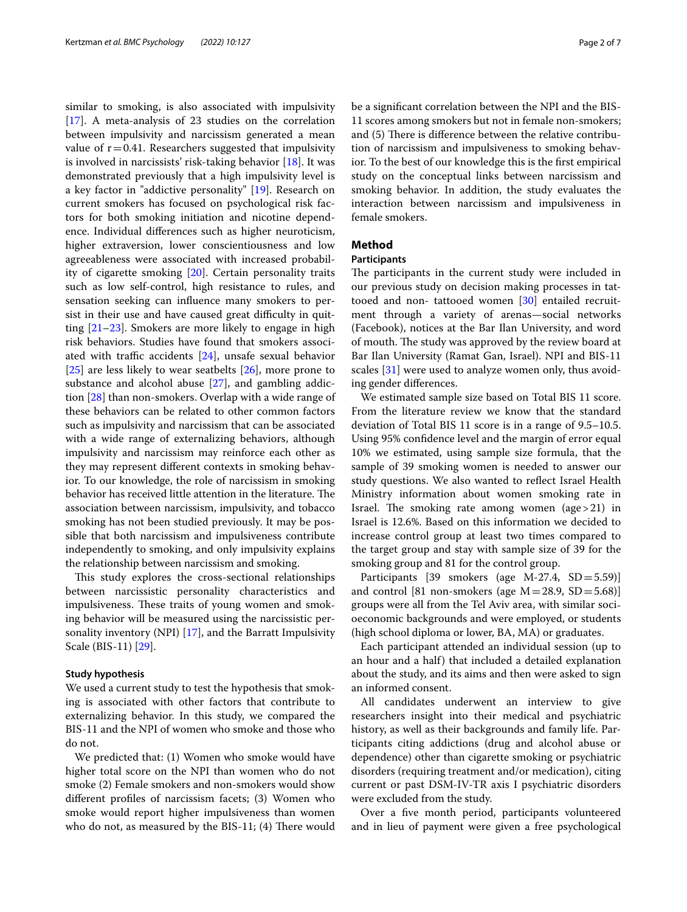similar to smoking, is also associated with impulsivity [17]. A meta-analysis of 23 studies on the correlation between impulsivity and narcissism generated a mean value of $r = 0.41$. Researchers suggested that impulsivity is involved in narcissists' risk-taking behavior [18]. It was demonstrated previously that a high impulsivity level is a key factor in "addictive personality" [19]. Research on current smokers has focused on psychological risk factors for both smoking initiation and nicotine dependence. Individual differences such as higher neuroticism, higher extraversion, lower conscientiousness and low agreeableness were associated with increased probability of cigarette smoking [20]. Certain personality traits such as low self-control, high resistance to rules, and sensation seeking can influence many smokers to persist in their use and have caused great difficulty in quitting [21–23]. Smokers are more likely to engage in high risk behaviors. Studies have found that smokers associated with traffic accidents [24], unsafe sexual behavior [25] are less likely to wear seatbelts [26], more prone to substance and alcohol abuse [27], and gambling addiction [28] than non-smokers. Overlap with a wide range of these behaviors can be related to other common factors such as impulsivity and narcissism that can be associated with a wide range of externalizing behaviors, although impulsivity and narcissism may reinforce each other as they may represent different contexts in smoking behavior. To our knowledge, the role of narcissism in smoking behavior has received little attention in the literature. The association between narcissism, impulsivity, and tobacco smoking has not been studied previously. It may be possible that both narcissism and impulsiveness contribute independently to smoking, and only impulsivity explains the relationship between narcissism and smoking.

This study explores the cross-sectional relationships between narcissistic personality characteristics and impulsiveness. These traits of young women and smoking behavior will be measured using the narcissistic personality inventory (NPI) [17], and the Barratt Impulsivity Scale (BIS-11) [29].

### Study hypothesis

We used a current study to test the hypothesis that smoking is associated with other factors that contribute to externalizing behavior. In this study, we compared the BIS-11 and the NPI of women who smoke and those who do not.

We predicted that: (1) Women who smoke would have higher total score on the NPI than women who do not smoke (2) Female smokers and non-smokers would show different profiles of narcissism facets; (3) Women who smoke would report higher impulsiveness than women who do not, as measured by the BIS-11; (4) There would be a significant correlation between the NPI and the BIS-11 scores among smokers but not in female non-smokers; and (5) There is difference between the relative contribution of narcissism and impulsiveness to smoking behavior. To the best of our knowledge this is the first empirical study on the conceptual links between narcissism and smoking behavior. In addition, the study evaluates the interaction between narcissism and impulsiveness in female smokers.

## Method

### Participants

The participants in the current study were included in our previous study on decision making processes in tattooed and non- tattooed women [30] entailed recruitment through a variety of arenas—social networks (Facebook), notices at the Bar Ilan University, and word of mouth. The study was approved by the review board at Bar Ilan University (Ramat Gan, Israel). NPI and BIS-11 scales [31] were used to analyze women only, thus avoiding gender differences.

We estimated sample size based on Total BIS 11 score. From the literature review we know that the standard deviation of Total BIS 11 score is in a range of 9.5–10.5. Using 95% confidence level and the margin of error equal 10% we estimated, using sample size formula, that the sample of 39 smoking women is needed to answer our study questions. We also wanted to reflect Israel Health Ministry information about women smoking rate in Israel. The smoking rate among women (age > 21) in Israel is 12.6%. Based on this information we decided to increase control group at least two times compared to the target group and stay with sample size of 39 for the smoking group and 81 for the control group.

Participants [39 smokers (age M-27.4, SD = 5.59)] and control [81 non-smokers (age M = 28.9, SD = 5.68)] groups were all from the Tel Aviv area, with similar socioeconomic backgrounds and were employed, or students (high school diploma or lower, BA, MA) or graduates.

Each participant attended an individual session (up to an hour and a half) that included a detailed explanation about the study, and its aims and then were asked to sign an informed consent.

All candidates underwent an interview to give researchers insight into their medical and psychiatric history, as well as their backgrounds and family life. Participants citing addictions (drug and alcohol abuse or dependence) other than cigarette smoking or psychiatric disorders (requiring treatment and/or medication), citing current or past DSM-IV-TR axis I psychiatric disorders were excluded from the study.

Over a five month period, participants volunteered and in lieu of payment were given a free psychological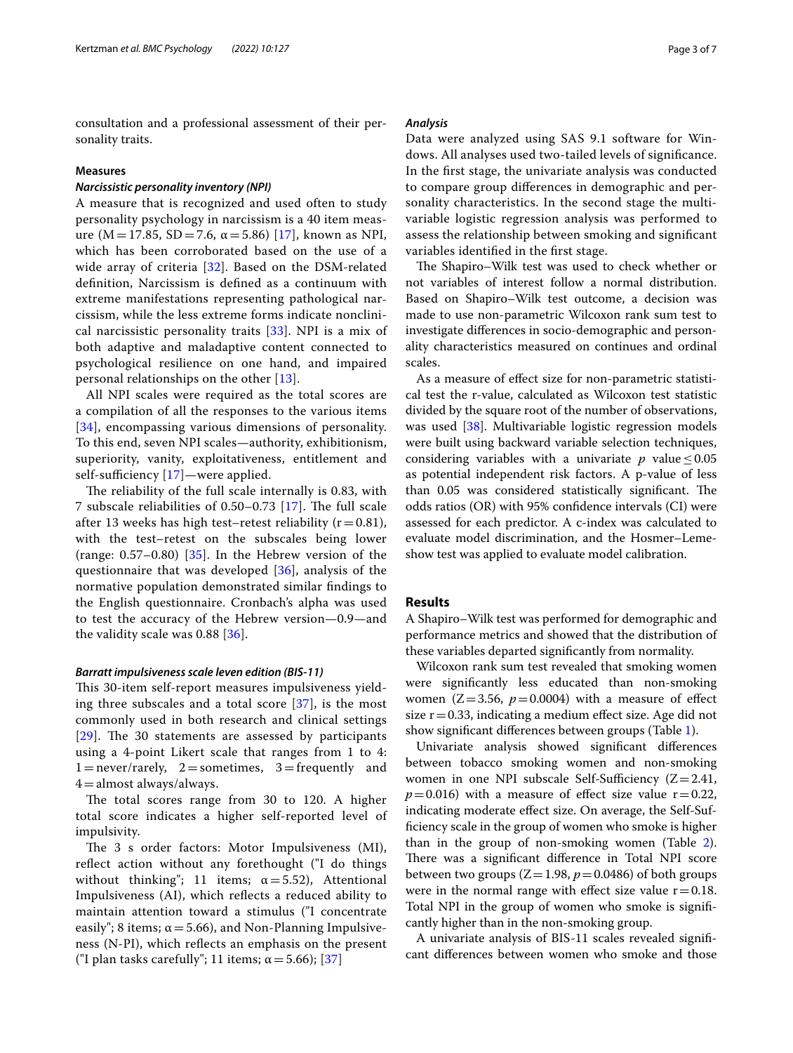consultation and a professional assessment of their personality traits.

### Measures

#### *Narcissistic personality inventory (NPI)*

A measure that is recognized and used often to study personality psychology in narcissism is a 40 item measure ($M=17.85$, $SD=7.6$, $\alpha=5.86$) [17], known as NPI, which has been corroborated based on the use of a wide array of criteria [32]. Based on the DSM-related definition, Narcissism is defined as a continuum with extreme manifestations representing pathological narcissism, while the less extreme forms indicate nonclinical narcissistic personality traits [33]. NPI is a mix of both adaptive and maladaptive content connected to psychological resilience on one hand, and impaired personal relationships on the other [13].

All NPI scales were required as the total scores are a compilation of all the responses to the various items [34], encompassing various dimensions of personality. To this end, seven NPI scales—authority, exhibitionism, superiority, vanity, exploitativeness, entitlement and self-sufficiency [17]—were applied.

The reliability of the full scale internally is 0.83, with 7 subscale reliabilities of 0.50–0.73 [17]. The full scale after 13 weeks has high test–retest reliability ($r=0.81$), with the test–retest on the subscales being lower (range: 0.57–0.80) [35]. In the Hebrew version of the questionnaire that was developed [36], analysis of the normative population demonstrated similar findings to the English questionnaire. Cronbach's alpha was used to test the accuracy of the Hebrew version—0.9—and the validity scale was 0.88 [36].

#### *Barratt impulsiveness scale leven edition (BIS-11)*

This 30-item self-report measures impulsiveness yielding three subscales and a total score [37], is the most commonly used in both research and clinical settings [29]. The 30 statements are assessed by participants using a 4-point Likert scale that ranges from 1 to 4: 1 = never/rarely, 2 = sometimes, 3 = frequently and 4 = almost always/always.

The total scores range from 30 to 120. A higher total score indicates a higher self-reported level of impulsivity.

The 3 s order factors: Motor Impulsiveness (MI), reflect action without any forethought ("I do things without thinking"; 11 items; $\alpha=5.52$), Attentional Impulsiveness (AI), which reflects a reduced ability to maintain attention toward a stimulus ("I concentrate easily"; 8 items; $\alpha=5.66$), and Non-Planning Impulsiveness (N-PI), which reflects an emphasis on the present ("I plan tasks carefully"; 11 items; $\alpha=5.66$); [37]

#### *Analysis*

Data were analyzed using SAS 9.1 software for Windows. All analyses used two-tailed levels of significance. In the first stage, the univariate analysis was conducted to compare group differences in demographic and personality characteristics. In the second stage the multivariable logistic regression analysis was performed to assess the relationship between smoking and significant variables identified in the first stage.

The Shapiro–Wilk test was used to check whether or not variables of interest follow a normal distribution. Based on Shapiro–Wilk test outcome, a decision was made to use non-parametric Wilcoxon rank sum test to investigate differences in socio-demographic and personality characteristics measured on continues and ordinal scales.

As a measure of effect size for non-parametric statistical test the r-value, calculated as Wilcoxon test statistic divided by the square root of the number of observations, was used [38]. Multivariable logistic regression models were built using backward variable selection techniques, considering variables with a univariate $p$ value $\leq 0.05$ as potential independent risk factors. A p-value of less than 0.05 was considered statistically significant. The odds ratios (OR) with 95% confidence intervals (CI) were assessed for each predictor. A c-index was calculated to evaluate model discrimination, and the Hosmer–Lemeshow test was applied to evaluate model calibration.

## Results

A Shapiro–Wilk test was performed for demographic and performance metrics and showed that the distribution of these variables departed significantly from normality.

Wilcoxon rank sum test revealed that smoking women were significantly less educated than non-smoking women ($Z=3.56$, $p=0.0004$) with a measure of effect size $r=0.33$, indicating a medium effect size. Age did not show significant differences between groups (Table 1).

Univariate analysis showed significant differences between tobacco smoking women and non-smoking women in one NPI subscale Self-Sufficiency ($Z=2.41$, $p=0.016$) with a measure of effect size value $r=0.22$, indicating moderate effect size. On average, the Self-Sufficiency scale in the group of women who smoke is higher than in the group of non-smoking women (Table 2). There was a significant difference in Total NPI score between two groups ($Z=1.98$, $p=0.0486$) of both groups were in the normal range with effect size value $r=0.18$. Total NPI in the group of women who smoke is significantly higher than in the non-smoking group.

A univariate analysis of BIS-11 scales revealed significant differences between women who smoke and those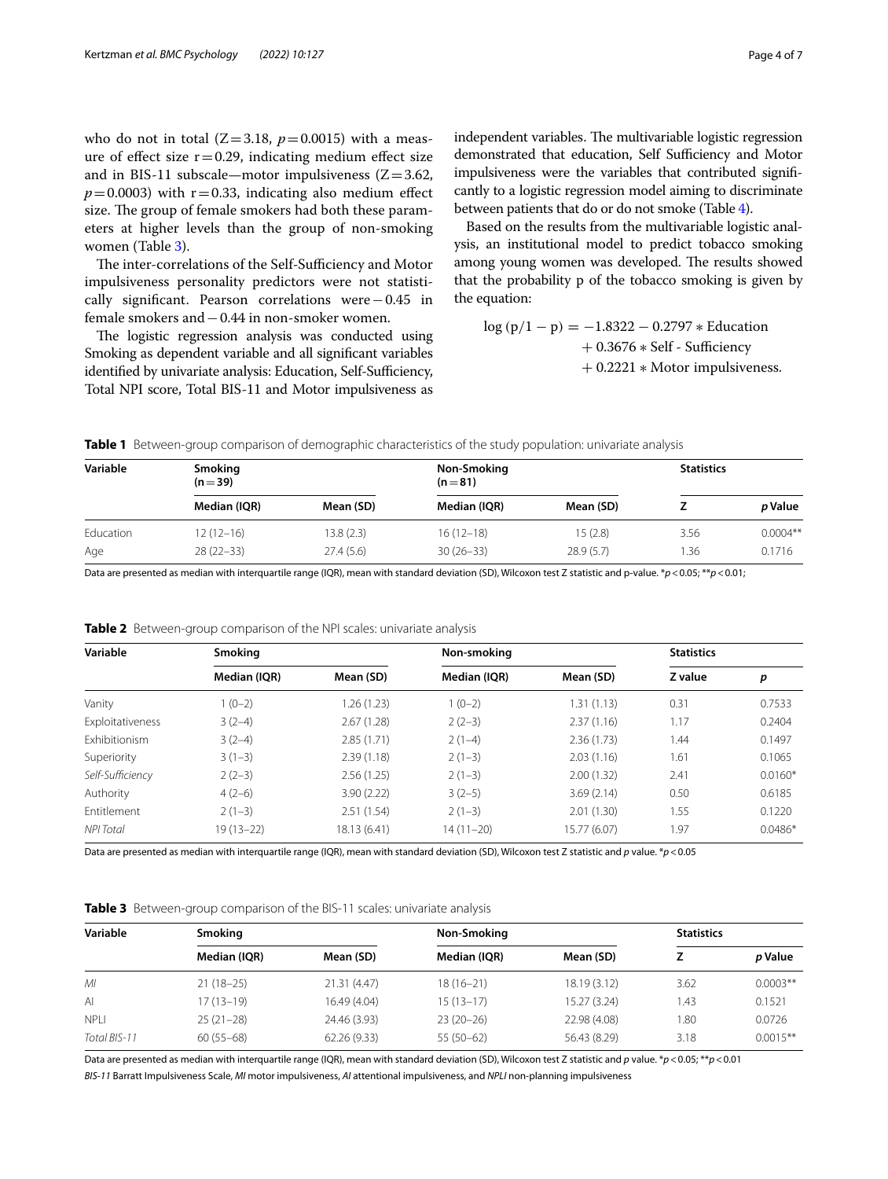who do not in total ($Z = 3.18$, $p = 0.0015$) with a measure of effect size $r = 0.29$, indicating medium effect size and in BIS-11 subscale—motor impulsiveness ($Z = 3.62$, $p = 0.0003$) with $r = 0.33$, indicating also medium effect size. The group of female smokers had both these parameters at higher levels than the group of non-smoking women (Table 3).

The inter-correlations of the Self-Sufficiency and Motor impulsiveness personality predictors were not statistically significant. Pearson correlations were −0.45 in female smokers and −0.44 in non-smoker women.

The logistic regression analysis was conducted using Smoking as dependent variable and all significant variables identified by univariate analysis: Education, Self-Sufficiency, Total NPI score, Total BIS-11 and Motor impulsiveness as independent variables. The multivariable logistic regression demonstrated that education, Self Sufficiency and Motor impulsiveness were the variables that contributed significantly to a logistic regression model aiming to discriminate between patients that do or do not smoke (Table 4).

Based on the results from the multivariable logistic analysis, an institutional model to predict tobacco smoking among young women was developed. The results showed that the probability p of the tobacco smoking is given by the equation:

$$\log(p/1-p) = -1.8322 - 0.2797 * \text{Education} + 0.3676 * \text{Self - Sufficiency} + 0.2221 * \text{Motor impulsiveness.}$$

**Table 1** Between-group comparison of demographic characteristics of the study population: univariate analysis

| Variable | Smoking (n = 39) | | Non-Smoking (n = 81) | | Statistics | |
|---|---|---|---|---|---|---|
| | Median (IQR) | Mean (SD) | Median (IQR) | Mean (SD) | Z | *p* Value |
| Education | 12 (12–16) | 13.8 (2.3) | 16 (12–18) | 15 (2.8) | 3.56 | 0.0004** |
| Age | 28 (22–33) | 27.4 (5.6) | 30 (26–33) | 28.9 (5.7) | 1.36 | 0.1716 |

Data are presented as median with interquartile range (IQR), mean with standard deviation (SD), Wilcoxon test Z statistic and p-value. *$p < 0.05$; **$p < 0.01$;

**Table 2** Between-group comparison of the NPI scales: univariate analysis

| Variable | Smoking | | Non-smoking | | Statistics | |
|---|---|---|---|---|---|---|
| | Median (IQR) | Mean (SD) | Median (IQR) | Mean (SD) | Z value | *p* |
| Vanity | 1 (0–2) | 1.26 (1.23) | 1 (0–2) | 1.31 (1.13) | 0.31 | 0.7533 |
| Exploitativeness | 3 (2–4) | 2.67 (1.28) | 2 (2–3) | 2.37 (1.16) | 1.17 | 0.2404 |
| Exhibitionism | 3 (2–4) | 2.85 (1.71) | 2 (1–4) | 2.36 (1.73) | 1.44 | 0.1497 |
| Superiority | 3 (1–3) | 2.39 (1.18) | 2 (1–3) | 2.03 (1.16) | 1.61 | 0.1065 |
| *Self-Sufficiency* | 2 (2–3) | 2.56 (1.25) | 2 (1–3) | 2.00 (1.32) | 2.41 | 0.0160* |
| Authority | 4 (2–6) | 3.90 (2.22) | 3 (2–5) | 3.69 (2.14) | 0.50 | 0.6185 |
| Entitlement | 2 (1–3) | 2.51 (1.54) | 2 (1–3) | 2.01 (1.30) | 1.55 | 0.1220 |
| *NPI Total* | 19 (13–22) | 18.13 (6.41) | 14 (11–20) | 15.77 (6.07) | 1.97 | 0.0486* |

Data are presented as median with interquartile range (IQR), mean with standard deviation (SD), Wilcoxon test Z statistic and *p* value. *$p < 0.05$

**Table 3** Between-group comparison of the BIS-11 scales: univariate analysis

| Variable | Smoking | | Non-Smoking | | Statistics | |
|---|---|---|---|---|---|---|
| | Median (IQR) | Mean (SD) | Median (IQR) | Mean (SD) | Z | *p* Value |
| *MI* | 21 (18–25) | 21.31 (4.47) | 18 (16–21) | 18.19 (3.12) | 3.62 | 0.0003** |
| AI | 17 (13–19) | 16.49 (4.04) | 15 (13–17) | 15.27 (3.24) | 1.43 | 0.1521 |
| NPLI | 25 (21–28) | 24.46 (3.93) | 23 (20–26) | 22.98 (4.08) | 1.80 | 0.0726 |
| *Total BIS-11* | 60 (55–68) | 62.26 (9.33) | 55 (50–62) | 56.43 (8.29) | 3.18 | 0.0015** |

Data are presented as median with interquartile range (IQR), mean with standard deviation (SD), Wilcoxon test Z statistic and *p* value. *$p < 0.05$; **$p < 0.01$

*BIS-11* Barratt Impulsiveness Scale, *MI* motor impulsiveness, *AI* attentional impulsiveness, and *NPLI* non-planning impulsiveness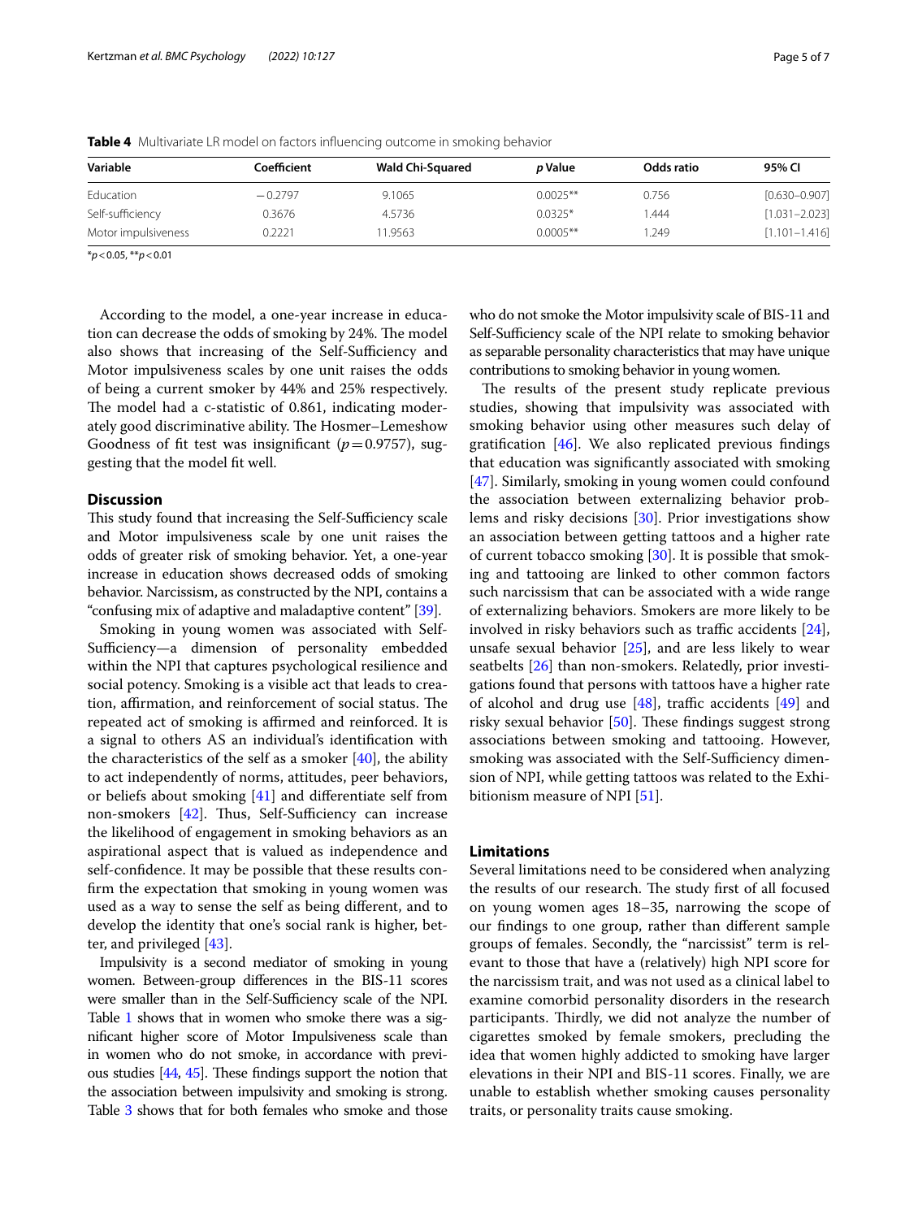**Table 4** Multivariate LR model on factors influencing outcome in smoking behavior

| Variable | Coefficient | Wald Chi-Squared | *p* Value | Odds ratio | 95% CI |
|---|---|---|---|---|---|
| Education | −0.2797 | 9.1065 | 0.0025** | 0.756 | [0.630–0.907] |
| Self-sufficiency | 0.3676 | 4.5736 | 0.0325* | 1.444 | [1.031–2.023] |
| Motor impulsiveness | 0.2221 | 11.9563 | 0.0005** | 1.249 | [1.101–1.416] |

*$p<0.05$, **$p<0.01$

According to the model, a one-year increase in education can decrease the odds of smoking by 24%. The model also shows that increasing of the Self-Sufficiency and Motor impulsiveness scales by one unit raises the odds of being a current smoker by 44% and 25% respectively. The model had a c-statistic of 0.861, indicating moderately good discriminative ability. The Hosmer–Lemeshow Goodness of fit test was insignificant ($p=0.9757$), suggesting that the model fit well.

## Discussion

This study found that increasing the Self-Sufficiency scale and Motor impulsiveness scale by one unit raises the odds of greater risk of smoking behavior. Yet, a one-year increase in education shows decreased odds of smoking behavior. Narcissism, as constructed by the NPI, contains a "confusing mix of adaptive and maladaptive content" [39].

Smoking in young women was associated with Self-Sufficiency—a dimension of personality embedded within the NPI that captures psychological resilience and social potency. Smoking is a visible act that leads to creation, affirmation, and reinforcement of social status. The repeated act of smoking is affirmed and reinforced. It is a signal to others AS an individual's identification with the characteristics of the self as a smoker [40], the ability to act independently of norms, attitudes, peer behaviors, or beliefs about smoking [41] and differentiate self from non-smokers [42]. Thus, Self-Sufficiency can increase the likelihood of engagement in smoking behaviors as an aspirational aspect that is valued as independence and self-confidence. It may be possible that these results confirm the expectation that smoking in young women was used as a way to sense the self as being different, and to develop the identity that one's social rank is higher, better, and privileged [43].

Impulsivity is a second mediator of smoking in young women. Between-group differences in the BIS-11 scores were smaller than in the Self-Sufficiency scale of the NPI. Table 1 shows that in women who smoke there was a significant higher score of Motor Impulsiveness scale than in women who do not smoke, in accordance with previous studies [44, 45]. These findings support the notion that the association between impulsivity and smoking is strong. Table 3 shows that for both females who smoke and those who do not smoke the Motor impulsivity scale of BIS-11 and Self-Sufficiency scale of the NPI relate to smoking behavior as separable personality characteristics that may have unique contributions to smoking behavior in young women.

The results of the present study replicate previous studies, showing that impulsivity was associated with smoking behavior using other measures such delay of gratification [46]. We also replicated previous findings that education was significantly associated with smoking [47]. Similarly, smoking in young women could confound the association between externalizing behavior problems and risky decisions [30]. Prior investigations show an association between getting tattoos and a higher rate of current tobacco smoking [30]. It is possible that smoking and tattooing are linked to other common factors such narcissism that can be associated with a wide range of externalizing behaviors. Smokers are more likely to be involved in risky behaviors such as traffic accidents [24], unsafe sexual behavior [25], and are less likely to wear seatbelts [26] than non-smokers. Relatedly, prior investigations found that persons with tattoos have a higher rate of alcohol and drug use [48], traffic accidents [49] and risky sexual behavior [50]. These findings suggest strong associations between smoking and tattooing. However, smoking was associated with the Self-Sufficiency dimension of NPI, while getting tattoos was related to the Exhibitionism measure of NPI [51].

## Limitations

Several limitations need to be considered when analyzing the results of our research. The study first of all focused on young women ages 18–35, narrowing the scope of our findings to one group, rather than different sample groups of females. Secondly, the "narcissist" term is relevant to those that have a (relatively) high NPI score for the narcissism trait, and was not used as a clinical label to examine comorbid personality disorders in the research participants. Thirdly, we did not analyze the number of cigarettes smoked by female smokers, precluding the idea that women highly addicted to smoking have larger elevations in their NPI and BIS-11 scores. Finally, we are unable to establish whether smoking causes personality traits, or personality traits cause smoking.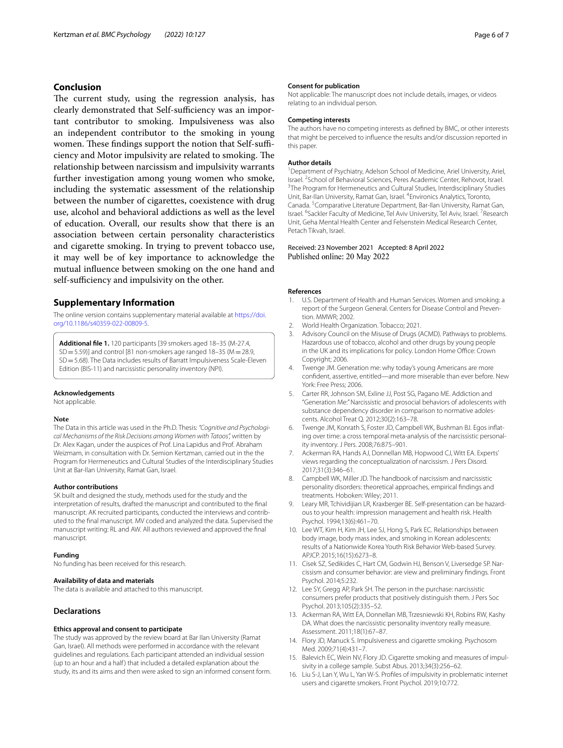## Conclusion

The current study, using the regression analysis, has clearly demonstrated that Self-sufficiency was an important contributor to smoking. Impulsiveness was also an independent contributor to the smoking in young women. These findings support the notion that Self-sufficiency and Motor impulsivity are related to smoking. The relationship between narcissism and impulsivity warrants further investigation among young women who smoke, including the systematic assessment of the relationship between the number of cigarettes, coexistence with drug use, alcohol and behavioral addictions as well as the level of education. Overall, our results show that there is an association between certain personality characteristics and cigarette smoking. In trying to prevent tobacco use, it may well be of key importance to acknowledge the mutual influence between smoking on the one hand and self-sufficiency and impulsivity on the other.

## Supplementary Information

The online version contains supplementary material available at https://doi.org/10.1186/s40359-022-00809-5.

**Additional file 1.** 120 participants [39 smokers aged 18–35 (M-27.4, SD = 5.59)] and control [81 non-smokers age ranged 18–35 (M = 28.9, SD = 5.68). The Data includes results of Barratt Impulsiveness Scale-Eleven Edition (BIS-11) and narcissistic personality inventory (NPI).

### Acknowledgements

Not applicable.

### Note

The Data in this article was used in the Ph.D. Thesis: *"Cognitive and Psychological Mechanisms of the Risk Decisions among Women with Tatoos"*, written by Dr. Alex Kagan, under the auspices of Prof. Lina Lapidus and Prof. Abraham Weizmam, in consultation with Dr. Semion Kertzman, carried out in the the Program for Hermeneutics and Cultural Studies of the Interdisciplinary Studies Unit at Bar-Ilan University, Ramat Gan, Israel.

### Author contributions

SK built and designed the study, methods used for the study and the interpretation of results, drafted the manuscript and contributed to the final manuscript. AK recruited participants, conducted the interviews and contributed to the final manuscript. MV coded and analyzed the data. Supervised the manuscript writing: RL and AW. All authors reviewed and approved the final manuscript.

### Funding

No funding has been received for this research.

### Availability of data and materials

The data is available and attached to this manuscript.

## Declarations

### Ethics approval and consent to participate

The study was approved by the review board at Bar Ilan University (Ramat Gan, Israel). All methods were performed in accordance with the relevant guidelines and regulations. Each participant attended an individual session (up to an hour and a half) that included a detailed explanation about the study, its and its aims and then were asked to sign an informed consent form.

### Consent for publication

Not applicable: The manuscript does not include details, images, or videos relating to an individual person.

### Competing interests

The authors have no competing interests as defined by BMC, or other interests that might be perceived to influence the results and/or discussion reported in this paper.

### Author details

[1]Department of Psychiatry, Adelson School of Medicine, Ariel University, Ariel, Israel. [2]School of Behavioral Sciences, Peres Academic Center, Rehovot, Israel. [3]The Program for Hermeneutics and Cultural Studies, Interdisciplinary Studies Unit, Bar-Ilan University, Ramat Gan, Israel. [4]Environics Analytics, Toronto, Canada. [5]Comparative Literature Department, Bar-Ilan University, Ramat Gan, Israel. [6]Sackler Faculty of Medicine, Tel Aviv University, Tel Aviv, Israel. [7]Research Unit, Geha Mental Health Center and Felsenstein Medical Research Center, Petach Tikvah, Israel.

Received: 23 November 2021 Accepted: 8 April 2022
Published online: 20 May 2022

### References

1. U.S. Department of Health and Human Services. Women and smoking: a report of the Surgeon General. Centers for Disease Control and Prevention. MMWR; 2002.
2. World Health Organization. Tobacco; 2021.
3. Advisory Council on the Misuse of Drugs (ACMD). Pathways to problems. Hazardous use of tobacco, alcohol and other drugs by young people in the UK and its implications for policy. London Home Office: Crown Copyright; 2006.
4. Twenge JM. Generation me: why today's young Americans are more confident, assertive, entitled—and more miserable than ever before. New York: Free Press; 2006.
5. Carter RR, Johnson SM, Exline JJ, Post SG, Pagano ME. Addiction and "Generation Me:" Narcissistic and prosocial behaviors of adolescents with substance dependency disorder in comparison to normative adolescents. Alcohol Treat Q. 2012;30(2):163–78.
6. Twenge JM, Konrath S, Foster JD, Campbell WK, Bushman BJ. Egos inflating over time: a cross temporal meta-analysis of the narcissistic personality inventory. J Pers. 2008;76:875–901.
7. Ackerman RA, Hands AJ, Donnellan MB, Hopwood CJ, Witt EA. Experts' views regarding the conceptualization of narcissism. J Pers Disord. 2017;31(3):346–61.
8. Campbell WK, Miller JD. The handbook of narcissism and narcissistic personality disorders: theoretical approaches, empirical findings and treatments. Hoboken: Wiley; 2011.
9. Leary MR, Tchividijian LR, Kraxberger BE. Self-presentation can be hazardous to your health: impression management and health risk. Health Psychol. 1994;13(6):461–70.
10. Lee WT, Kim H, Kim JH, Lee SJ, Hong S, Park EC. Relationships between body image, body mass index, and smoking in Korean adolescents: results of a Nationwide Korea Youth Risk Behavior Web-based Survey. APJCP. 2015;16(15):6273–8.
11. Cisek SZ, Sedikides C, Hart CM, Godwin HJ, Benson V, Liversedge SP. Narcissism and consumer behavior: are view and preliminary findings. Front Psychol. 2014;5:232.
12. Lee SY, Gregg AP, Park SH. The person in the purchase: narcissistic consumers prefer products that positively distinguish them. J Pers Soc Psychol. 2013;105(2):335–52.
13. Ackerman RA, Witt EA, Donnellan MB, Trzesniewski KH, Robins RW, Kashy DA. What does the narcissistic personality inventory really measure. Assessment. 2011;18(1):67–87.
14. Flory JD, Manuck S. Impulsiveness and cigarette smoking. Psychosom Med. 2009;71(4):431–7.
15. Balevich EC, Wein NV, Flory JD. Cigarette smoking and measures of impulsivity in a college sample. Subst Abus. 2013;34(3):256–62.
16. Liu S-J, Lan Y, Wu L, Yan W-S. Profiles of impulsivity in problematic internet users and cigarette smokers. Front Psychol. 2019;10:772.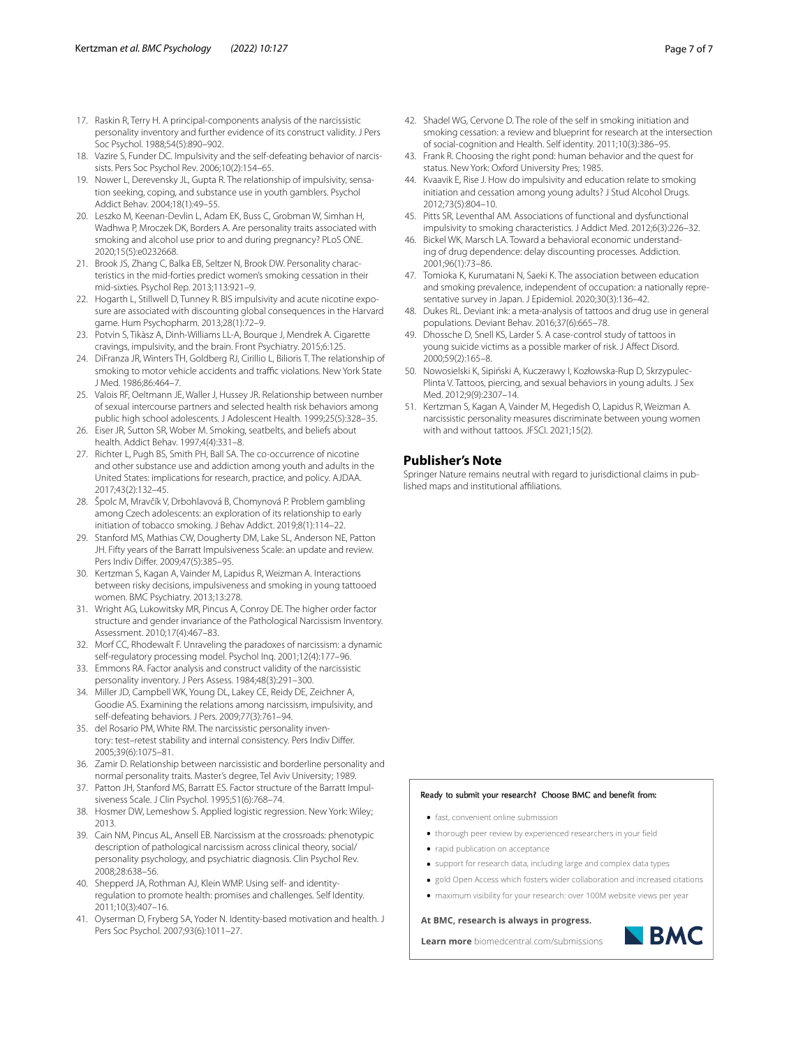17. Raskin R, Terry H. A principal-components analysis of the narcissistic personality inventory and further evidence of its construct validity. J Pers Soc Psychol. 1988;54(5):890–902.
18. Vazire S, Funder DC. Impulsivity and the self-defeating behavior of narcissists. Pers Soc Psychol Rev. 2006;10(2):154–65.
19. Nower L, Derevensky JL, Gupta R. The relationship of impulsivity, sensation seeking, coping, and substance use in youth gamblers. Psychol Addict Behav. 2004;18(1):49–55.
20. Leszko M, Keenan-Devlin L, Adam EK, Buss C, Grobman W, Simhan H, Wadhwa P, Mroczek DK, Borders A. Are personality traits associated with smoking and alcohol use prior to and during pregnancy? PLoS ONE. 2020;15(5):e0232668.
21. Brook JS, Zhang C, Balka EB, Seltzer N, Brook DW. Personality characteristics in the mid-forties predict women's smoking cessation in their mid-sixties. Psychol Rep. 2013;113:921–9.
22. Hogarth L, Stillwell D, Tunney R. BIS impulsivity and acute nicotine exposure are associated with discounting global consequences in the Harvard game. Hum Psychopharm. 2013;28(1):72–9.
23. Potvin S, Tikàsz A, Dinh-Williams LL-A, Bourque J, Mendrek A. Cigarette cravings, impulsivity, and the brain. Front Psychiatry. 2015;6:125.
24. DiFranza JR, Winters TH, Goldberg RJ, Cirillio L, Bilioris T. The relationship of smoking to motor vehicle accidents and traffic violations. New York State J Med. 1986;86:464–7.
25. Valois RF, Oeltmann JE, Waller J, Hussey JR. Relationship between number of sexual intercourse partners and selected health risk behaviors among public high school adolescents. J Adolescent Health. 1999;25(5):328–35.
26. Eiser JR, Sutton SR, Wober M. Smoking, seatbelts, and beliefs about health. Addict Behav. 1997;4(4):331–8.
27. Richter L, Pugh BS, Smith PH, Ball SA. The co-occurrence of nicotine and other substance use and addiction among youth and adults in the United States: implications for research, practice, and policy. AJDAA. 2017;43(2):132–45.
28. Špolc M, Mravčík V, Drbohlavová B, Chomynová P. Problem gambling among Czech adolescents: an exploration of its relationship to early initiation of tobacco smoking. J Behav Addict. 2019;8(1):114–22.
29. Stanford MS, Mathias CW, Dougherty DM, Lake SL, Anderson NE, Patton JH. Fifty years of the Barratt Impulsiveness Scale: an update and review. Pers Indiv Differ. 2009;47(5):385–95.
30. Kertzman S, Kagan A, Vainder M, Lapidus R, Weizman A. Interactions between risky decisions, impulsiveness and smoking in young tattooed women. BMC Psychiatry. 2013;13:278.
31. Wright AG, Lukowitsky MR, Pincus A, Conroy DE. The higher order factor structure and gender invariance of the Pathological Narcissism Inventory. Assessment. 2010;17(4):467–83.
32. Morf CC, Rhodewalt F. Unraveling the paradoxes of narcissism: a dynamic self-regulatory processing model. Psychol Inq. 2001;12(4):177–96.
33. Emmons RA. Factor analysis and construct validity of the narcissistic personality inventory. J Pers Assess. 1984;48(3):291–300.
34. Miller JD, Campbell WK, Young DL, Lakey CE, Reidy DE, Zeichner A, Goodie AS. Examining the relations among narcissism, impulsivity, and self-defeating behaviors. J Pers. 2009;77(3):761–94.
35. del Rosario PM, White RM. The narcissistic personality inventory: test–retest stability and internal consistency. Pers Indiv Differ. 2005;39(6):1075–81.
36. Zamir D. Relationship between narcissistic and borderline personality and normal personality traits. Master's degree, Tel Aviv University; 1989.
37. Patton JH, Stanford MS, Barratt ES. Factor structure of the Barratt Impulsiveness Scale. J Clin Psychol. 1995;51(6):768–74.
38. Hosmer DW, Lemeshow S. Applied logistic regression. New York: Wiley; 2013.
39. Cain NM, Pincus AL, Ansell EB. Narcissism at the crossroads: phenotypic description of pathological narcissism across clinical theory, social/personality psychology, and psychiatric diagnosis. Clin Psychol Rev. 2008;28:638–56.
40. Shepperd JA, Rothman AJ, Klein WMP. Using self- and identity-regulation to promote health: promises and challenges. Self Identity. 2011;10(3):407–16.
41. Oyserman D, Fryberg SA, Yoder N. Identity-based motivation and health. J Pers Soc Psychol. 2007;93(6):1011–27.
42. Shadel WG, Cervone D. The role of the self in smoking initiation and smoking cessation: a review and blueprint for research at the intersection of social-cognition and Health. Self identity. 2011;10(3):386–95.
43. Frank R. Choosing the right pond: human behavior and the quest for status. New York: Oxford University Pres; 1985.
44. Kvaavik E, Rise J. How do impulsivity and education relate to smoking initiation and cessation among young adults? J Stud Alcohol Drugs. 2012;73(5):804–10.
45. Pitts SR, Leventhal AM. Associations of functional and dysfunctional impulsivity to smoking characteristics. J Addict Med. 2012;6(3):226–32.
46. Bickel WK, Marsch LA. Toward a behavioral economic understanding of drug dependence: delay discounting processes. Addiction. 2001;96(1):73–86.
47. Tomioka K, Kurumatani N, Saeki K. The association between education and smoking prevalence, independent of occupation: a nationally representative survey in Japan. J Epidemiol. 2020;30(3):136–42.
48. Dukes RL. Deviant ink: a meta-analysis of tattoos and drug use in general populations. Deviant Behav. 2016;37(6):665–78.
49. Dhossche D, Snell KS, Larder S. A case-control study of tattoos in young suicide victims as a possible marker of risk. J Affect Disord. 2000;59(2):165–8.
50. Nowosielski K, Sipiński A, Kuczerawy I, Kozłowska-Rup D, Skrzypulec-Plinta V. Tattoos, piercing, and sexual behaviors in young adults. J Sex Med. 2012;9(9):2307–14.
51. Kertzman S, Kagan A, Vainder M, Hegedish O, Lapidus R, Weizman A. narcissistic personality measures discriminate between young women with and without tattoos. JFSCI. 2021;15(2).

## Publisher's Note

Springer Nature remains neutral with regard to jurisdictional claims in published maps and institutional affiliations.

Ready to submit your research? Choose BMC and benefit from:

- fast, convenient online submission
- thorough peer review by experienced researchers in your field
- rapid publication on acceptance
- support for research data, including large and complex data types
- gold Open Access which fosters wider collaboration and increased citations
- maximum visibility for your research: over 100M website views per year

**At BMC, research is always in progress.**

**Learn more** biomedcentral.com/submissions

BMC